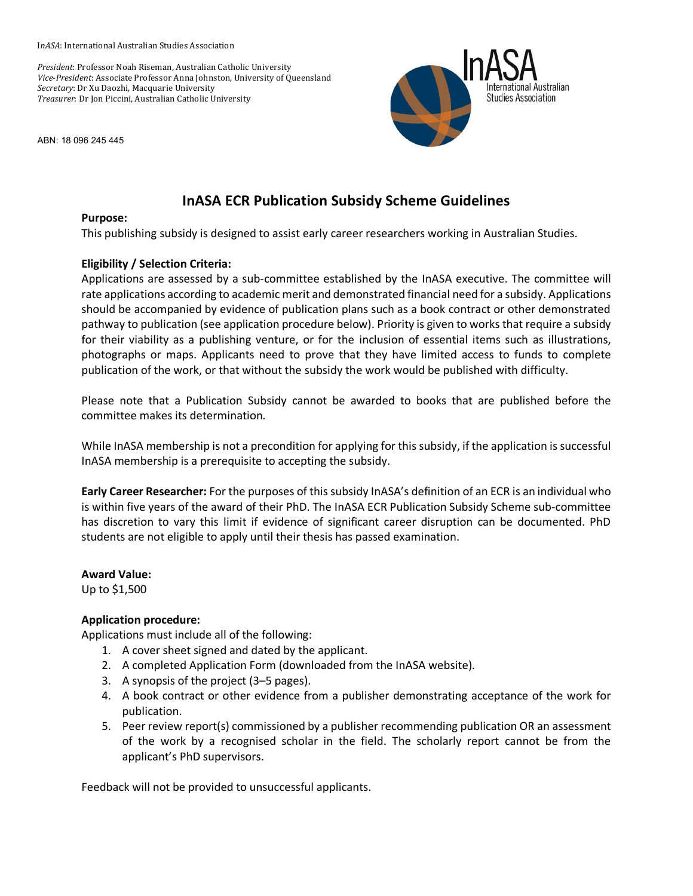I*nASA*: International Australian Studies Association

*President*: Professor Noah Riseman, Australian Catholic University
*Vice-President*: Associate Professor Anna Johnston, University of Queensland
*Secretary*: Dr Xu Daozhi, Macquarie University
*Treasurer*: Dr Jon Piccini, Australian Catholic University

ABN: 18 096 245 445

InASA
International Australian Studies Association

# InASA ECR Publication Subsidy Scheme Guidelines

**Purpose:**
This publishing subsidy is designed to assist early career researchers working in Australian Studies.

**Eligibility / Selection Criteria:**
Applications are assessed by a sub-committee established by the InASA executive. The committee will rate applications according to academic merit and demonstrated financial need for a subsidy. Applications should be accompanied by evidence of publication plans such as a book contract or other demonstrated pathway to publication (see application procedure below). Priority is given to works that require a subsidy for their viability as a publishing venture, or for the inclusion of essential items such as illustrations, photographs or maps. Applicants need to prove that they have limited access to funds to complete publication of the work, or that without the subsidy the work would be published with difficulty.

Please note that a Publication Subsidy cannot be awarded to books that are published before the committee makes its determination.

While InASA membership is not a precondition for applying for this subsidy, if the application is successful InASA membership is a prerequisite to accepting the subsidy.

**Early Career Researcher:** For the purposes of this subsidy InASA's definition of an ECR is an individual who is within five years of the award of their PhD. The InASA ECR Publication Subsidy Scheme sub-committee has discretion to vary this limit if evidence of significant career disruption can be documented. PhD students are not eligible to apply until their thesis has passed examination.

**Award Value:**
Up to $1,500

**Application procedure:**
Applications must include all of the following:

1. A cover sheet signed and dated by the applicant.
2. A completed Application Form (downloaded from the InASA website).
3. A synopsis of the project (3–5 pages).
4. A book contract or other evidence from a publisher demonstrating acceptance of the work for publication.
5. Peer review report(s) commissioned by a publisher recommending publication OR an assessment of the work by a recognised scholar in the field. The scholarly report cannot be from the applicant's PhD supervisors.

Feedback will not be provided to unsuccessful applicants.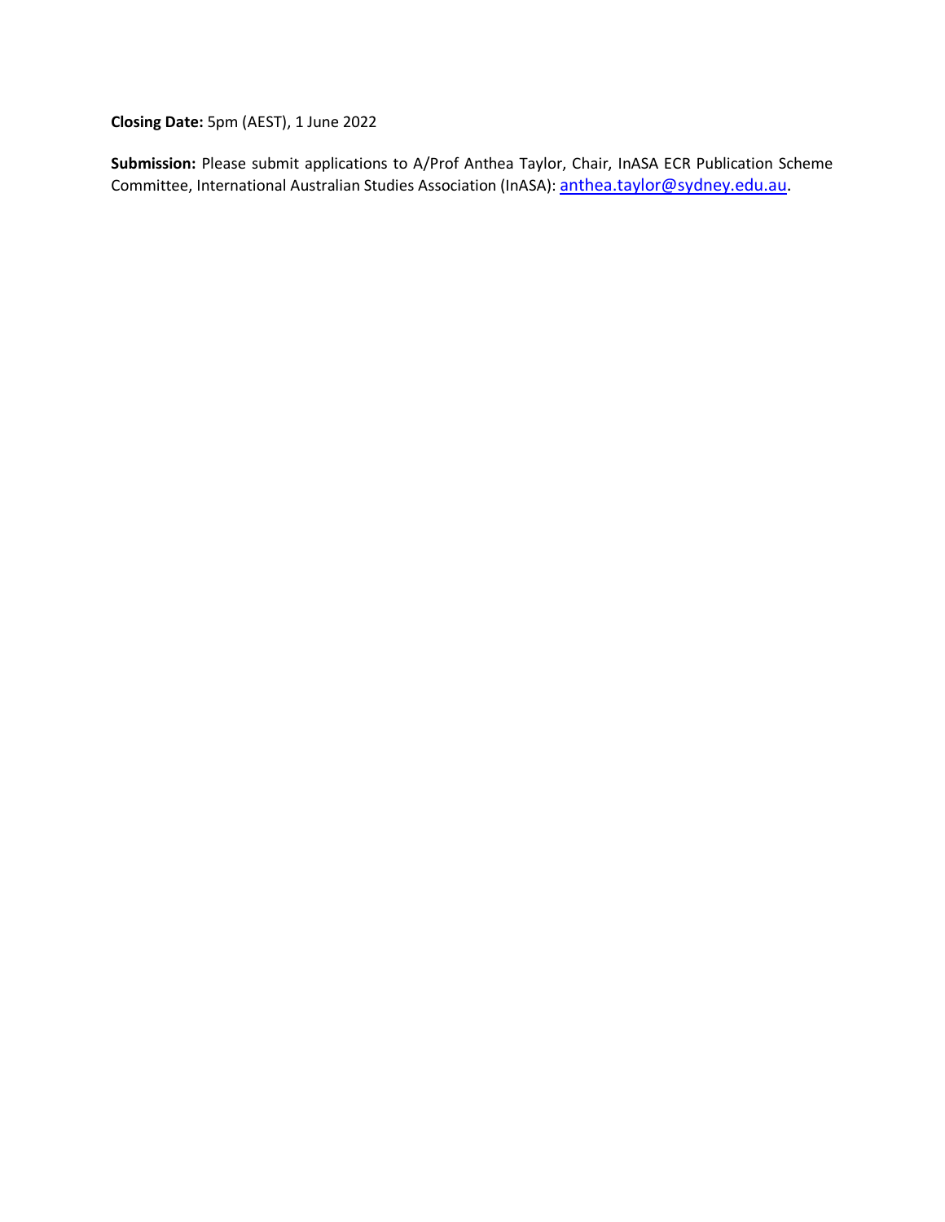**Closing Date:** 5pm (AEST), 1 June 2022

**Submission:** Please submit applications to A/Prof Anthea Taylor, Chair, InASA ECR Publication Scheme Committee, International Australian Studies Association (InASA): anthea.taylor@sydney.edu.au.